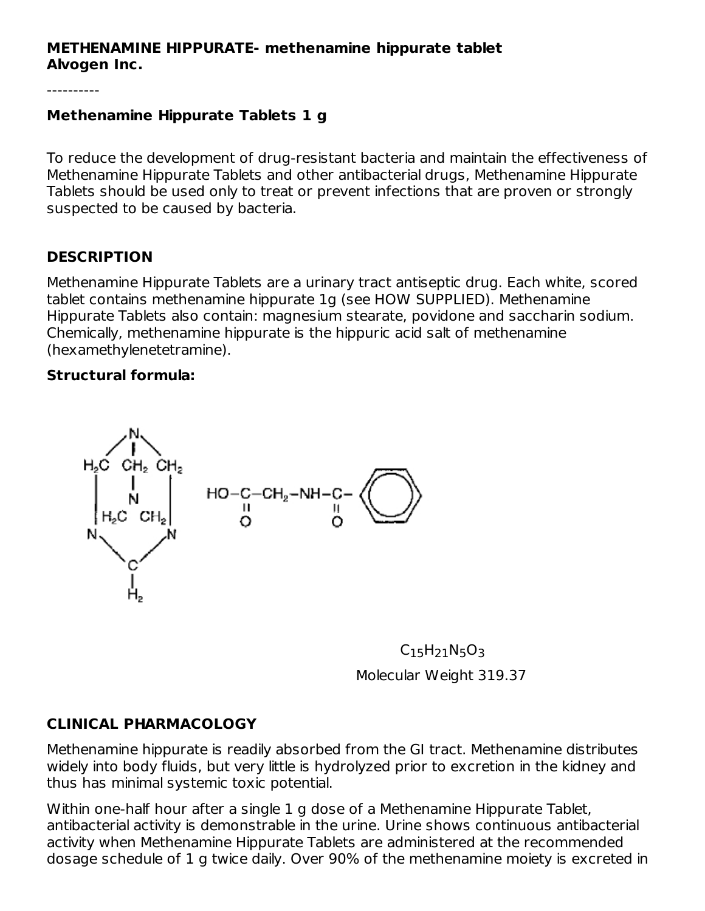**METHENAMINE HIPPURATE- methenamine hippurate tablet**
**Alvogen Inc.**

----------

**Methenamine Hippurate Tablets 1 g**

To reduce the development of drug-resistant bacteria and maintain the effectiveness of Methenamine Hippurate Tablets and other antibacterial drugs, Methenamine Hippurate Tablets should be used only to treat or prevent infections that are proven or strongly suspected to be caused by bacteria.

## DESCRIPTION

Methenamine Hippurate Tablets are a urinary tract antiseptic drug. Each white, scored tablet contains methenamine hippurate 1g (see HOW SUPPLIED). Methenamine Hippurate Tablets also contain: magnesium stearate, povidone and saccharin sodium. Chemically, methenamine hippurate is the hippuric acid salt of methenamine (hexamethylenetetramine).

**Structural formula:**

$C_{15}H_{21}N_5O_3$

Molecular Weight 319.37

## CLINICAL PHARMACOLOGY

Methenamine hippurate is readily absorbed from the GI tract. Methenamine distributes widely into body fluids, but very little is hydrolyzed prior to excretion in the kidney and thus has minimal systemic toxic potential.

Within one-half hour after a single 1 g dose of a Methenamine Hippurate Tablet, antibacterial activity is demonstrable in the urine. Urine shows continuous antibacterial activity when Methenamine Hippurate Tablets are administered at the recommended dosage schedule of 1 g twice daily. Over 90% of the methenamine moiety is excreted in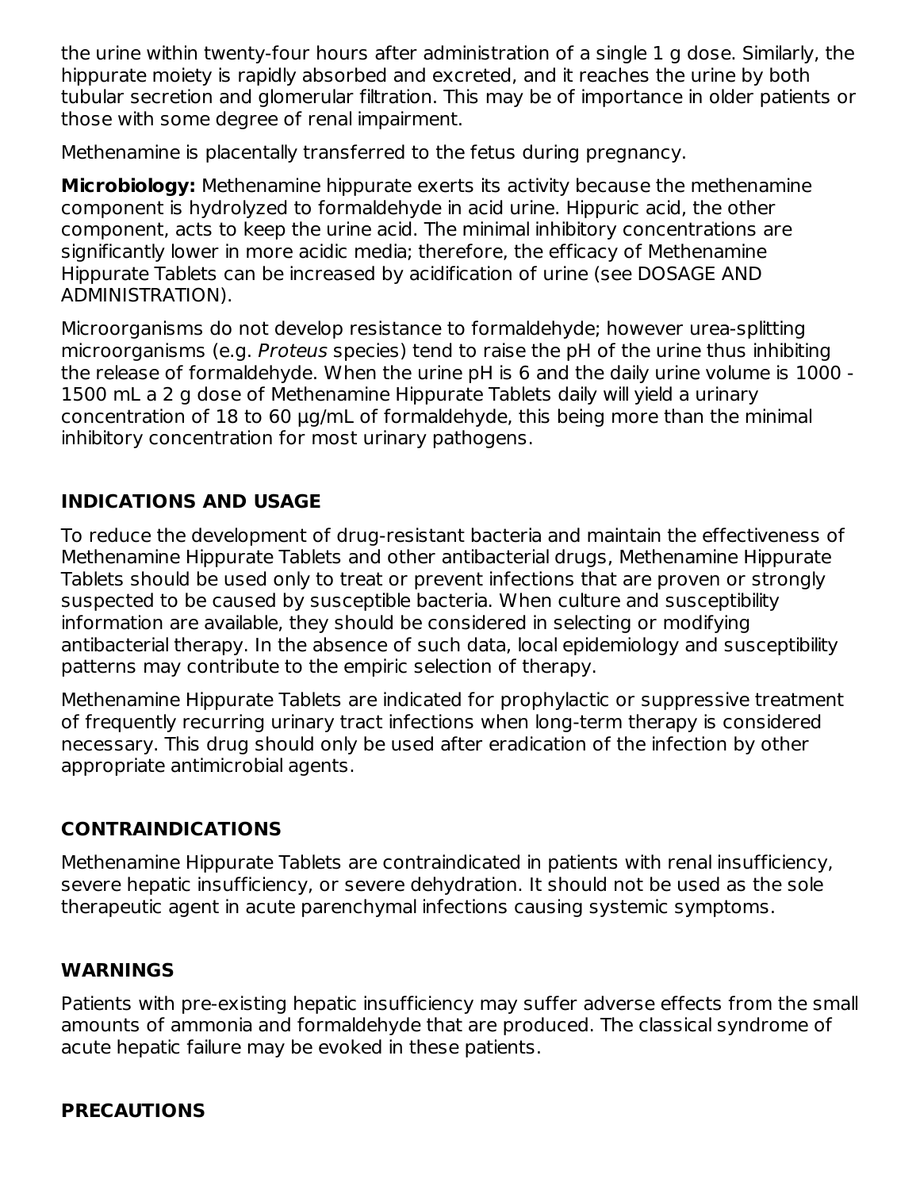the urine within twenty-four hours after administration of a single 1 g dose. Similarly, the hippurate moiety is rapidly absorbed and excreted, and it reaches the urine by both tubular secretion and glomerular filtration. This may be of importance in older patients or those with some degree of renal impairment.

Methenamine is placentally transferred to the fetus during pregnancy.

**Microbiology:** Methenamine hippurate exerts its activity because the methenamine component is hydrolyzed to formaldehyde in acid urine. Hippuric acid, the other component, acts to keep the urine acid. The minimal inhibitory concentrations are significantly lower in more acidic media; therefore, the efficacy of Methenamine Hippurate Tablets can be increased by acidification of urine (see DOSAGE AND ADMINISTRATION).

Microorganisms do not develop resistance to formaldehyde; however urea-splitting microorganisms (e.g. *Proteus* species) tend to raise the pH of the urine thus inhibiting the release of formaldehyde. When the urine pH is 6 and the daily urine volume is 1000 - 1500 mL a 2 g dose of Methenamine Hippurate Tablets daily will yield a urinary concentration of 18 to 60 µg/mL of formaldehyde, this being more than the minimal inhibitory concentration for most urinary pathogens.

## INDICATIONS AND USAGE

To reduce the development of drug-resistant bacteria and maintain the effectiveness of Methenamine Hippurate Tablets and other antibacterial drugs, Methenamine Hippurate Tablets should be used only to treat or prevent infections that are proven or strongly suspected to be caused by susceptible bacteria. When culture and susceptibility information are available, they should be considered in selecting or modifying antibacterial therapy. In the absence of such data, local epidemiology and susceptibility patterns may contribute to the empiric selection of therapy.

Methenamine Hippurate Tablets are indicated for prophylactic or suppressive treatment of frequently recurring urinary tract infections when long-term therapy is considered necessary. This drug should only be used after eradication of the infection by other appropriate antimicrobial agents.

## CONTRAINDICATIONS

Methenamine Hippurate Tablets are contraindicated in patients with renal insufficiency, severe hepatic insufficiency, or severe dehydration. It should not be used as the sole therapeutic agent in acute parenchymal infections causing systemic symptoms.

## WARNINGS

Patients with pre-existing hepatic insufficiency may suffer adverse effects from the small amounts of ammonia and formaldehyde that are produced. The classical syndrome of acute hepatic failure may be evoked in these patients.

## PRECAUTIONS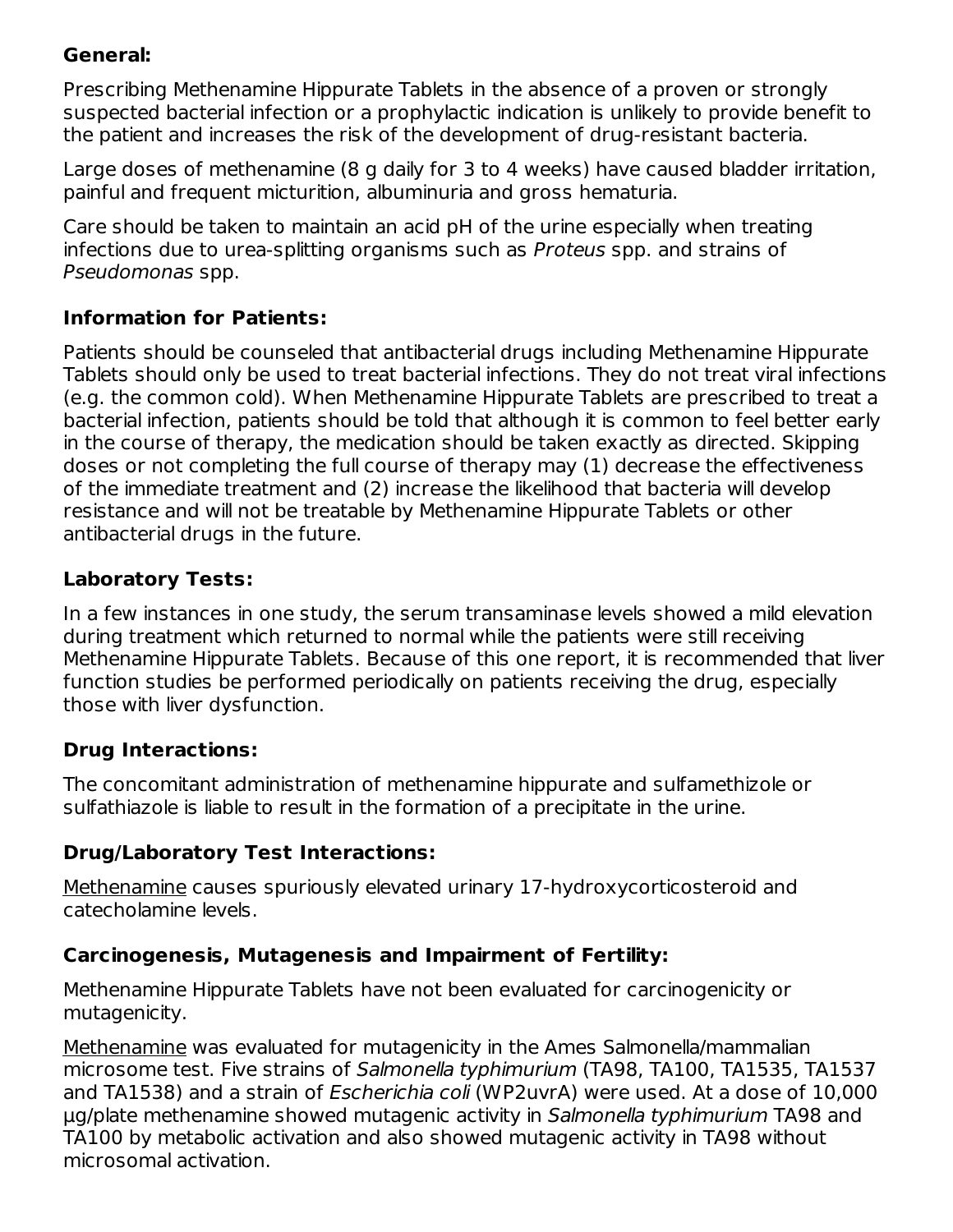### General:

Prescribing Methenamine Hippurate Tablets in the absence of a proven or strongly suspected bacterial infection or a prophylactic indication is unlikely to provide benefit to the patient and increases the risk of the development of drug-resistant bacteria.

Large doses of methenamine (8 g daily for 3 to 4 weeks) have caused bladder irritation, painful and frequent micturition, albuminuria and gross hematuria.

Care should be taken to maintain an acid pH of the urine especially when treating infections due to urea-splitting organisms such as *Proteus* spp. and strains of *Pseudomonas* spp.

### Information for Patients:

Patients should be counseled that antibacterial drugs including Methenamine Hippurate Tablets should only be used to treat bacterial infections. They do not treat viral infections (e.g. the common cold). When Methenamine Hippurate Tablets are prescribed to treat a bacterial infection, patients should be told that although it is common to feel better early in the course of therapy, the medication should be taken exactly as directed. Skipping doses or not completing the full course of therapy may (1) decrease the effectiveness of the immediate treatment and (2) increase the likelihood that bacteria will develop resistance and will not be treatable by Methenamine Hippurate Tablets or other antibacterial drugs in the future.

### Laboratory Tests:

In a few instances in one study, the serum transaminase levels showed a mild elevation during treatment which returned to normal while the patients were still receiving Methenamine Hippurate Tablets. Because of this one report, it is recommended that liver function studies be performed periodically on patients receiving the drug, especially those with liver dysfunction.

### Drug Interactions:

The concomitant administration of methenamine hippurate and sulfamethizole or sulfathiazole is liable to result in the formation of a precipitate in the urine.

### Drug/Laboratory Test Interactions:

Methenamine causes spuriously elevated urinary 17-hydroxycorticosteroid and catecholamine levels.

### Carcinogenesis, Mutagenesis and Impairment of Fertility:

Methenamine Hippurate Tablets have not been evaluated for carcinogenicity or mutagenicity.

Methenamine was evaluated for mutagenicity in the Ames Salmonella/mammalian microsome test. Five strains of *Salmonella typhimurium* (TA98, TA100, TA1535, TA1537 and TA1538) and a strain of *Escherichia coli* (WP2uvrA) were used. At a dose of 10,000 µg/plate methenamine showed mutagenic activity in *Salmonella typhimurium* TA98 and TA100 by metabolic activation and also showed mutagenic activity in TA98 without microsomal activation.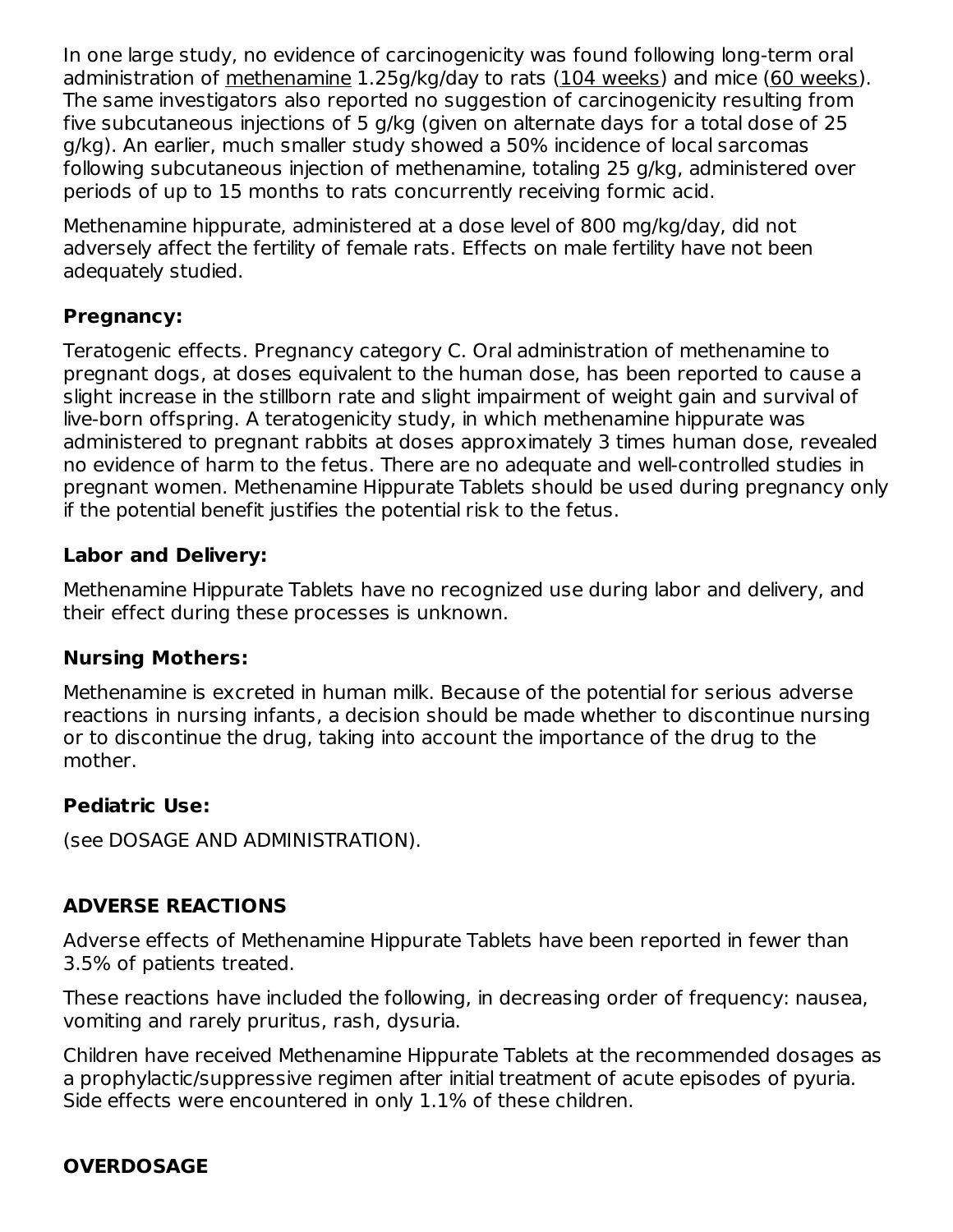In one large study, no evidence of carcinogenicity was found following long-term oral administration of methenamine 1.25g/kg/day to rats (104 weeks) and mice (60 weeks). The same investigators also reported no suggestion of carcinogenicity resulting from five subcutaneous injections of 5 g/kg (given on alternate days for a total dose of 25 g/kg). An earlier, much smaller study showed a 50% incidence of local sarcomas following subcutaneous injection of methenamine, totaling 25 g/kg, administered over periods of up to 15 months to rats concurrently receiving formic acid.

Methenamine hippurate, administered at a dose level of 800 mg/kg/day, did not adversely affect the fertility of female rats. Effects on male fertility have not been adequately studied.

**Pregnancy:**

Teratogenic effects. Pregnancy category C. Oral administration of methenamine to pregnant dogs, at doses equivalent to the human dose, has been reported to cause a slight increase in the stillborn rate and slight impairment of weight gain and survival of live-born offspring. A teratogenicity study, in which methenamine hippurate was administered to pregnant rabbits at doses approximately 3 times human dose, revealed no evidence of harm to the fetus. There are no adequate and well-controlled studies in pregnant women. Methenamine Hippurate Tablets should be used during pregnancy only if the potential benefit justifies the potential risk to the fetus.

**Labor and Delivery:**

Methenamine Hippurate Tablets have no recognized use during labor and delivery, and their effect during these processes is unknown.

**Nursing Mothers:**

Methenamine is excreted in human milk. Because of the potential for serious adverse reactions in nursing infants, a decision should be made whether to discontinue nursing or to discontinue the drug, taking into account the importance of the drug to the mother.

**Pediatric Use:**

(see DOSAGE AND ADMINISTRATION).

## ADVERSE REACTIONS

Adverse effects of Methenamine Hippurate Tablets have been reported in fewer than 3.5% of patients treated.

These reactions have included the following, in decreasing order of frequency: nausea, vomiting and rarely pruritus, rash, dysuria.

Children have received Methenamine Hippurate Tablets at the recommended dosages as a prophylactic/suppressive regimen after initial treatment of acute episodes of pyuria. Side effects were encountered in only 1.1% of these children.

## OVERDOSAGE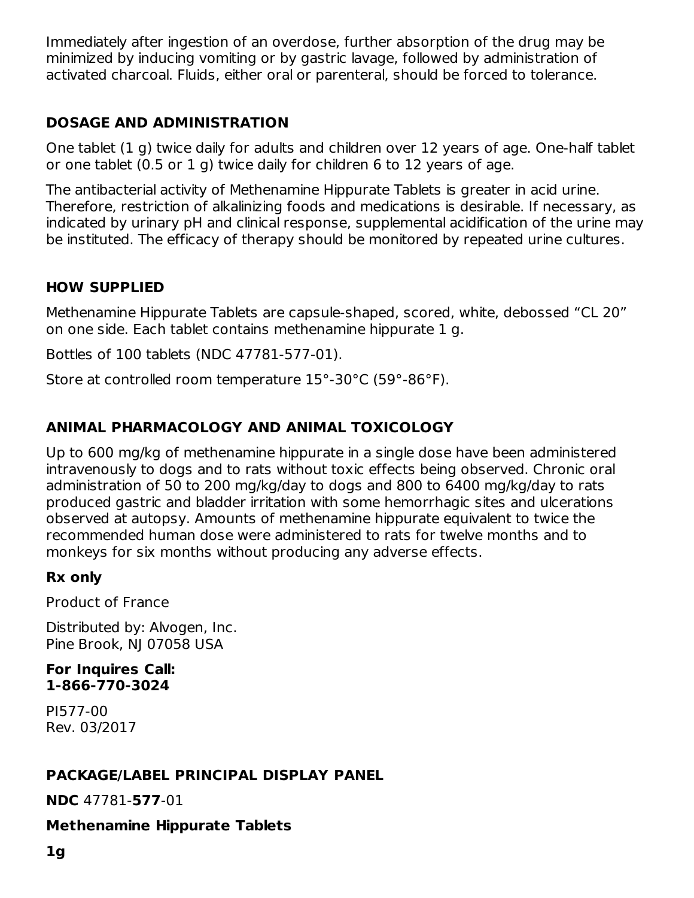Immediately after ingestion of an overdose, further absorption of the drug may be minimized by inducing vomiting or by gastric lavage, followed by administration of activated charcoal. Fluids, either oral or parenteral, should be forced to tolerance.

## DOSAGE AND ADMINISTRATION

One tablet (1 g) twice daily for adults and children over 12 years of age. One-half tablet or one tablet (0.5 or 1 g) twice daily for children 6 to 12 years of age.

The antibacterial activity of Methenamine Hippurate Tablets is greater in acid urine. Therefore, restriction of alkalinizing foods and medications is desirable. If necessary, as indicated by urinary pH and clinical response, supplemental acidification of the urine may be instituted. The efficacy of therapy should be monitored by repeated urine cultures.

## HOW SUPPLIED

Methenamine Hippurate Tablets are capsule-shaped, scored, white, debossed “CL 20” on one side. Each tablet contains methenamine hippurate 1 g.

Bottles of 100 tablets (NDC 47781-577-01).

Store at controlled room temperature 15°-30°C (59°-86°F).

## ANIMAL PHARMACOLOGY AND ANIMAL TOXICOLOGY

Up to 600 mg/kg of methenamine hippurate in a single dose have been administered intravenously to dogs and to rats without toxic effects being observed. Chronic oral administration of 50 to 200 mg/kg/day to dogs and 800 to 6400 mg/kg/day to rats produced gastric and bladder irritation with some hemorrhagic sites and ulcerations observed at autopsy. Amounts of methenamine hippurate equivalent to twice the recommended human dose were administered to rats for twelve months and to monkeys for six months without producing any adverse effects.

**Rx only**

Product of France

Distributed by: Alvogen, Inc.
Pine Brook, NJ 07058 USA

**For Inquires Call:**
**1-866-770-3024**

PI577-00
Rev. 03/2017

## PACKAGE/LABEL PRINCIPAL DISPLAY PANEL

**NDC** 47781-**577**-01

**Methenamine Hippurate Tablets**

**1g**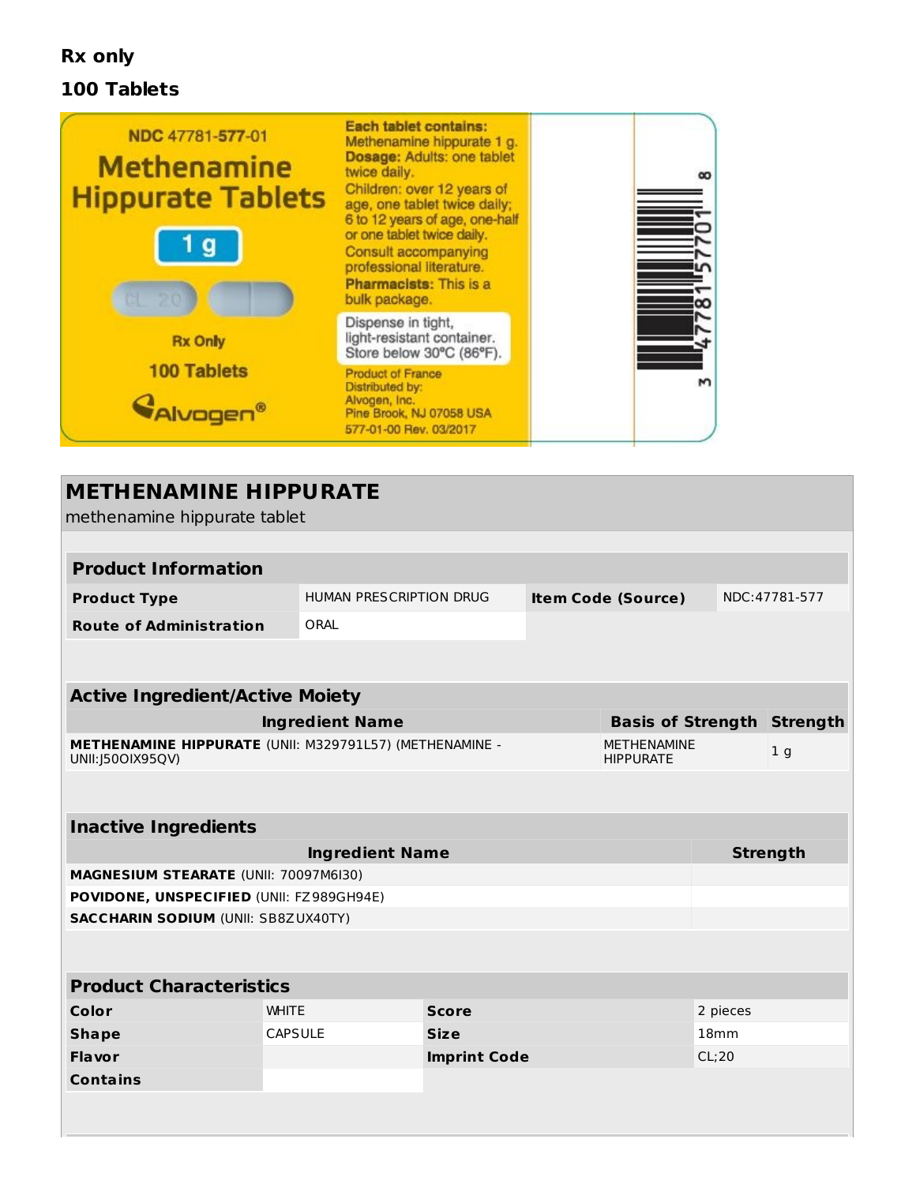**Rx only**

**100 Tablets**

NDC 47781-577-01

Methenamine Hippurate Tablets

1 g

Rx Only

100 Tablets

Alvogen®

**Each tablet contains:** Methenamine hippurate 1 g.

**Dosage:** Adults: one tablet twice daily.

Children: over 12 years of age, one tablet twice daily; 6 to 12 years of age, one-half or one tablet twice daily.

Consult accompanying professional literature.

**Pharmacists:** This is a bulk package.

Dispense in tight, light-resistant container. Store below 30°C (86°F).

Product of France

Distributed by:
Alvogen, Inc.
Pine Brook, NJ 07058 USA

577-01-00 Rev. 03/2017

3 47781 57701 8

## METHENAMINE HIPPURATE

methenamine hippurate tablet

| **Product Information** | | | |
|---|---|---|---|
| **Product Type** | HUMAN PRESCRIPTION DRUG | **Item Code (Source)** | NDC:47781-577 |
| **Route of Administration** | ORAL | | |

| **Active Ingredient/Active Moiety** | | |
|---|---|---|
| **Ingredient Name** | **Basis of Strength** | **Strength** |
| **METHENAMINE HIPPURATE** (UNII: M329791L57) (METHENAMINE - UNII:J50OIX95QV) | METHENAMINE HIPPURATE | 1 g |

| **Inactive Ingredients** | |
|---|---|
| **Ingredient Name** | **Strength** |
| **MAGNESIUM STEARATE** (UNII: 70097M6I30) | |
| **POVIDONE, UNSPECIFIED** (UNII: FZ989GH94E) | |
| **SACCHARIN SODIUM** (UNII: SB8ZUX40TY) | |

| **Product Characteristics** | | | |
|---|---|---|---|
| **Color** | WHITE | **Score** | 2 pieces |
| **Shape** | CAPSULE | **Size** | 18mm |
| **Flavor** | | **Imprint Code** | CL;20 |
| **Contains** | | | |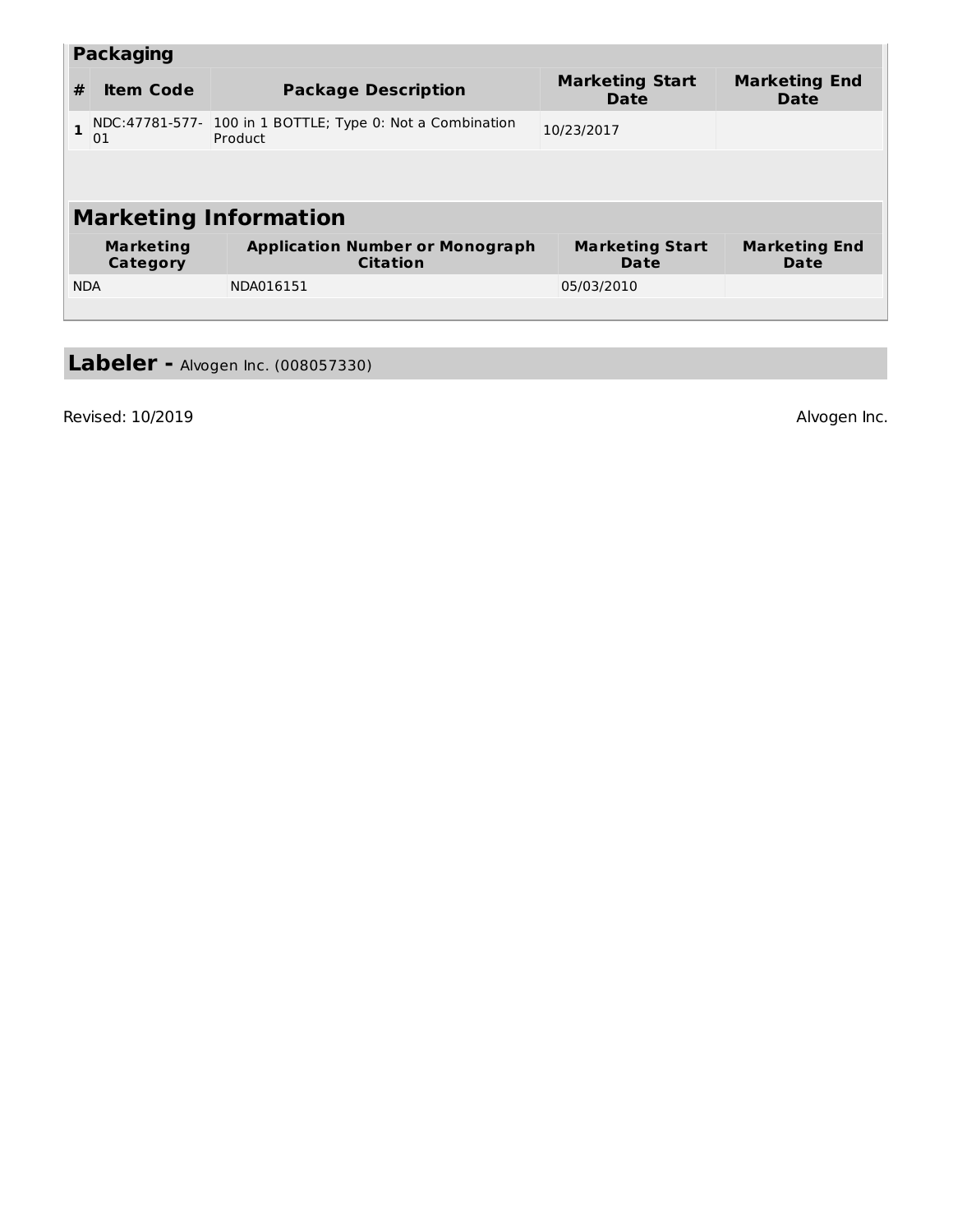**Packaging**

| # | Item Code | Package Description | Marketing Start Date | Marketing End Date |
|---|---|---|---|---|
| 1 | NDC:47781-577-01 | 100 in 1 BOTTLE; Type 0: Not a Combination Product | 10/23/2017 | |

## Marketing Information

| Marketing Category | Application Number or Monograph Citation | Marketing Start Date | Marketing End Date |
|---|---|---|---|
| NDA | NDA016151 | 05/03/2010 | |

## Labeler - Alvogen Inc. (008057330)

Revised: 10/2019

Alvogen Inc.